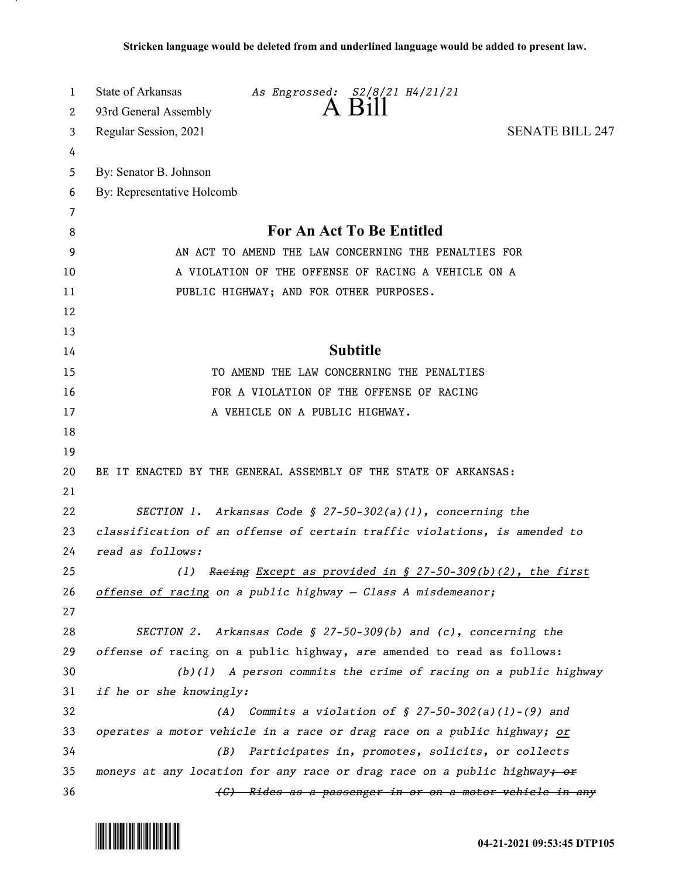**Stricken language would be deleted from and underlined language would be added to present law.**

State of Arkansas *As Engrossed: S2/8/21 H4/21/21*
93rd General Assembly
Regular Session, 2021

# A Bill

SENATE BILL 247

By: Senator B. Johnson
By: Representative Holcomb

## For An Act To Be Entitled

AN ACT TO AMEND THE LAW CONCERNING THE PENALTIES FOR A VIOLATION OF THE OFFENSE OF RACING A VEHICLE ON A PUBLIC HIGHWAY; AND FOR OTHER PURPOSES.

## Subtitle

TO AMEND THE LAW CONCERNING THE PENALTIES FOR A VIOLATION OF THE OFFENSE OF RACING A VEHICLE ON A PUBLIC HIGHWAY.

BE IT ENACTED BY THE GENERAL ASSEMBLY OF THE STATE OF ARKANSAS:

*SECTION 1. Arkansas Code § 27-50-302(a)(1), concerning the classification of an offense of certain traffic violations, is amended to read as follows:*

*(1) ~~Racing~~ <u>Except as provided in § 27-50-309(b)(2), the first offense of racing</u> on a public highway — Class A misdemeanor;*

*SECTION 2. Arkansas Code § 27-50-309(b) and (c), concerning the offense of* racing *on a public highway, are* amended to read as follows:

*(b)(1) A person commits the crime of racing on a public highway if he or she knowingly:*

*(A) Commits a violation of § 27-50-302(a)(1)-(9) and operates a motor vehicle in a race or drag race on a public highway; <u>or</u>*

*(B) Participates in, promotes, solicits, or collects moneys at any location for any race or drag race on a public highway~~; or~~*

*~~(C) Rides as a passenger in or on a motor vehicle in any~~*

04-21-2021 09:53:45 DTP105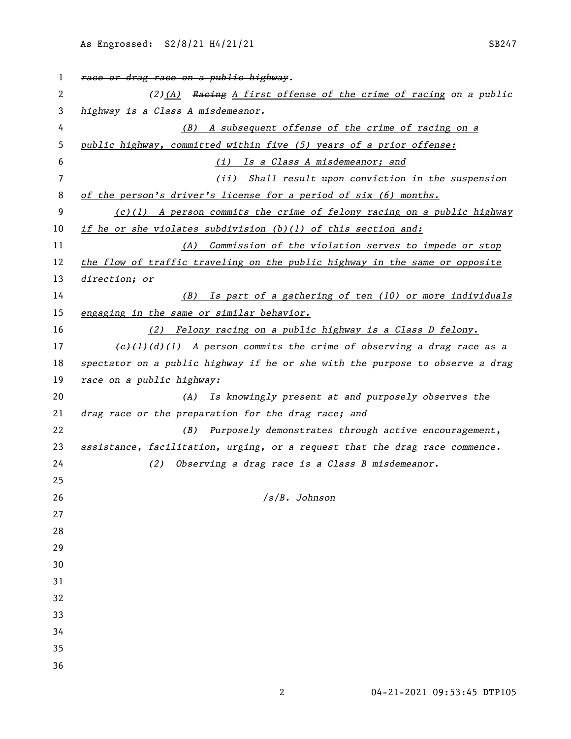~~race or drag race on a public highway.~~

(2)(A) ~~Racing~~ A first offense of the crime of racing on a public highway is a Class A misdemeanor.

(B) A subsequent offense of the crime of racing on a public highway, committed within five (5) years of a prior offense:

(i) Is a Class A misdemeanor; and

(ii) Shall result upon conviction in the suspension of the person's driver's license for a period of six (6) months.

(c)(1) A person commits the crime of felony racing on a public highway if he or she violates subdivision (b)(1) of this section and:

(A) Commission of the violation serves to impede or stop the flow of traffic traveling on the public highway in the same or opposite direction; or

(B) Is part of a gathering of ten (10) or more individuals engaging in the same or similar behavior.

(2) Felony racing on a public highway is a Class D felony.

~~(c)(1)~~(d)(1) A person commits the crime of observing a drag race as a spectator on a public highway if he or she with the purpose to observe a drag race on a public highway:

(A) Is knowingly present at and purposely observes the drag race or the preparation for the drag race; and

(B) Purposely demonstrates through active encouragement, assistance, facilitation, urging, or a request that the drag race commence.

(2) Observing a drag race is a Class B misdemeanor.

/s/B. Johnson